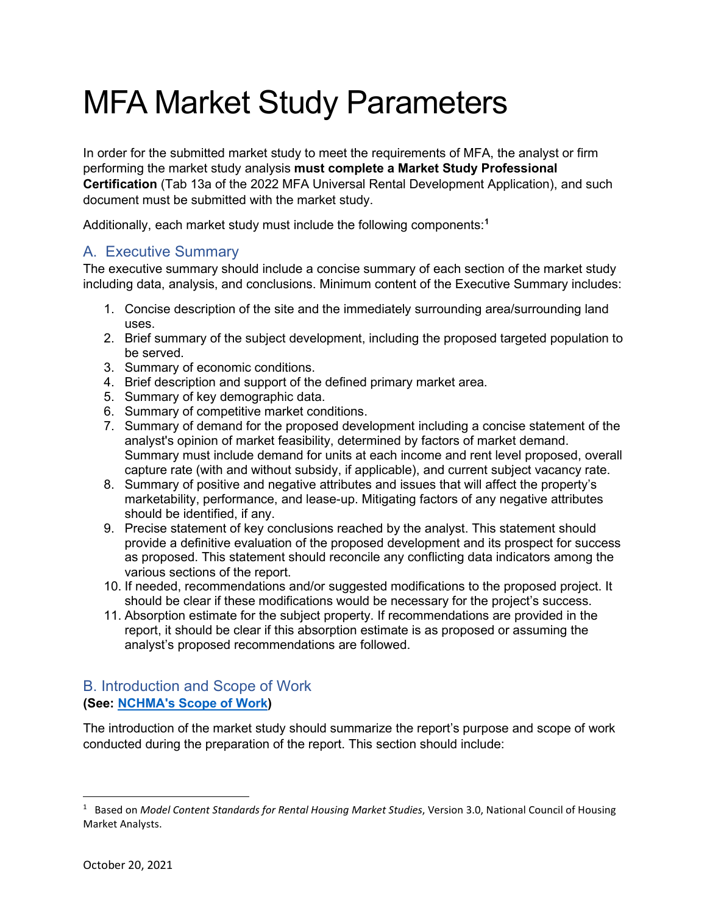# MFA Market Study Parameters

In order for the submitted market study to meet the requirements of MFA, the analyst or firm performing the market study analysis **must complete a Market Study Professional Certification** (Tab 13a of the 2022 MFA Universal Rental Development Application), and such document must be submitted with the market study.

Additionally, each market study must include the following components:[1]

## A. Executive Summary

The executive summary should include a concise summary of each section of the market study including data, analysis, and conclusions. Minimum content of the Executive Summary includes:

1. Concise description of the site and the immediately surrounding area/surrounding land uses.
2. Brief summary of the subject development, including the proposed targeted population to be served.
3. Summary of economic conditions.
4. Brief description and support of the defined primary market area.
5. Summary of key demographic data.
6. Summary of competitive market conditions.
7. Summary of demand for the proposed development including a concise statement of the analyst's opinion of market feasibility, determined by factors of market demand. Summary must include demand for units at each income and rent level proposed, overall capture rate (with and without subsidy, if applicable), and current subject vacancy rate.
8. Summary of positive and negative attributes and issues that will affect the property's marketability, performance, and lease-up. Mitigating factors of any negative attributes should be identified, if any.
9. Precise statement of key conclusions reached by the analyst. This statement should provide a definitive evaluation of the proposed development and its prospect for success as proposed. This statement should reconcile any conflicting data indicators among the various sections of the report.
10. If needed, recommendations and/or suggested modifications to the proposed project. It should be clear if these modifications would be necessary for the project's success.
11. Absorption estimate for the subject property. If recommendations are provided in the report, it should be clear if this absorption estimate is as proposed or assuming the analyst's proposed recommendations are followed.

## B. Introduction and Scope of Work

**(See: NCHMA's Scope of Work)**

The introduction of the market study should summarize the report's purpose and scope of work conducted during the preparation of the report. This section should include:

---

[1] Based on *Model Content Standards for Rental Housing Market Studies*, Version 3.0, National Council of Housing Market Analysts.

October 20, 2021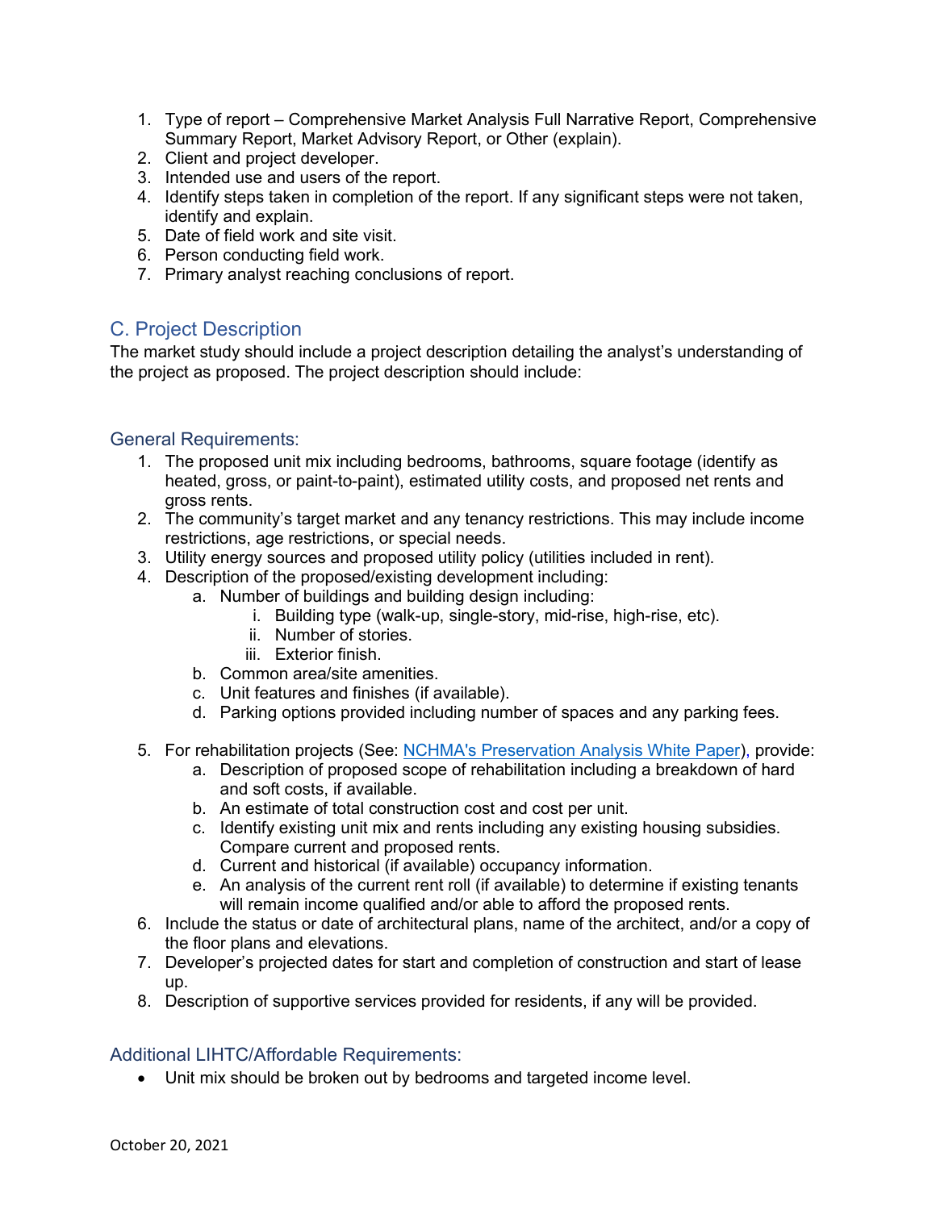1. Type of report – Comprehensive Market Analysis Full Narrative Report, Comprehensive Summary Report, Market Advisory Report, or Other (explain).
2. Client and project developer.
3. Intended use and users of the report.
4. Identify steps taken in completion of the report. If any significant steps were not taken, identify and explain.
5. Date of field work and site visit.
6. Person conducting field work.
7. Primary analyst reaching conclusions of report.

## C. Project Description

The market study should include a project description detailing the analyst's understanding of the project as proposed. The project description should include:

### General Requirements:

1. The proposed unit mix including bedrooms, bathrooms, square footage (identify as heated, gross, or paint-to-paint), estimated utility costs, and proposed net rents and gross rents.
2. The community's target market and any tenancy restrictions. This may include income restrictions, age restrictions, or special needs.
3. Utility energy sources and proposed utility policy (utilities included in rent).
4. Description of the proposed/existing development including:
    a. Number of buildings and building design including:
        i. Building type (walk-up, single-story, mid-rise, high-rise, etc).
        ii. Number of stories.
        iii. Exterior finish.
    b. Common area/site amenities.
    c. Unit features and finishes (if available).
    d. Parking options provided including number of spaces and any parking fees.
5. For rehabilitation projects (See: NCHMA's Preservation Analysis White Paper), provide:
    a. Description of proposed scope of rehabilitation including a breakdown of hard and soft costs, if available.
    b. An estimate of total construction cost and cost per unit.
    c. Identify existing unit mix and rents including any existing housing subsidies. Compare current and proposed rents.
    d. Current and historical (if available) occupancy information.
    e. An analysis of the current rent roll (if available) to determine if existing tenants will remain income qualified and/or able to afford the proposed rents.
6. Include the status or date of architectural plans, name of the architect, and/or a copy of the floor plans and elevations.
7. Developer's projected dates for start and completion of construction and start of lease up.
8. Description of supportive services provided for residents, if any will be provided.

### Additional LIHTC/Affordable Requirements:

- Unit mix should be broken out by bedrooms and targeted income level.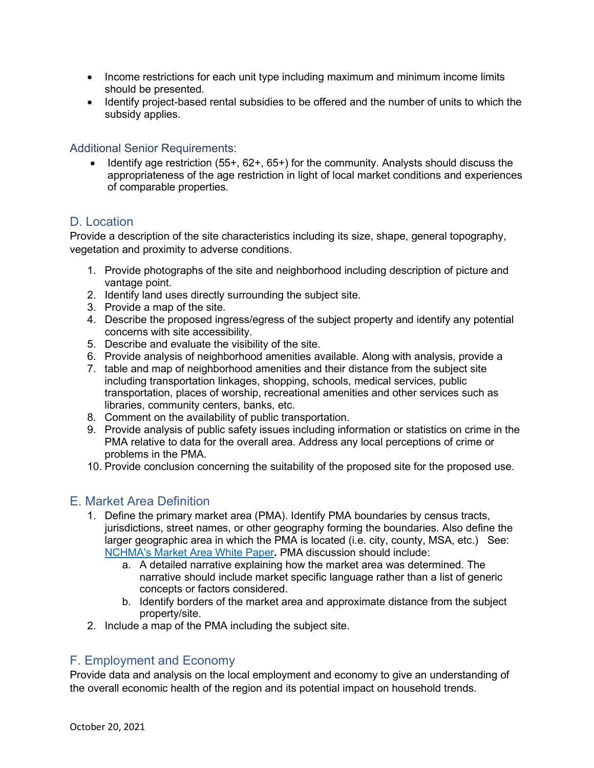- Income restrictions for each unit type including maximum and minimum income limits should be presented.
- Identify project-based rental subsidies to be offered and the number of units to which the subsidy applies.

### Additional Senior Requirements:

- Identify age restriction (55+, 62+, 65+) for the community. Analysts should discuss the appropriateness of the age restriction in light of local market conditions and experiences of comparable properties.

## D. Location

Provide a description of the site characteristics including its size, shape, general topography, vegetation and proximity to adverse conditions.

1. Provide photographs of the site and neighborhood including description of picture and vantage point.
2. Identify land uses directly surrounding the subject site.
3. Provide a map of the site.
4. Describe the proposed ingress/egress of the subject property and identify any potential concerns with site accessibility.
5. Describe and evaluate the visibility of the site.
6. Provide analysis of neighborhood amenities available. Along with analysis, provide a
7. table and map of neighborhood amenities and their distance from the subject site including transportation linkages, shopping, schools, medical services, public transportation, places of worship, recreational amenities and other services such as libraries, community centers, banks, etc.
8. Comment on the availability of public transportation.
9. Provide analysis of public safety issues including information or statistics on crime in the PMA relative to data for the overall area. Address any local perceptions of crime or problems in the PMA.
10. Provide conclusion concerning the suitability of the proposed site for the proposed use.

## E. Market Area Definition

1. Define the primary market area (PMA). Identify PMA boundaries by census tracts, jurisdictions, street names, or other geography forming the boundaries. Also define the larger geographic area in which the PMA is located (i.e. city, county, MSA, etc.) See: NCHMA's Market Area White Paper**.** PMA discussion should include:
    a. A detailed narrative explaining how the market area was determined. The narrative should include market specific language rather than a list of generic concepts or factors considered.
    b. Identify borders of the market area and approximate distance from the subject property/site.
2. Include a map of the PMA including the subject site.

## F. Employment and Economy

Provide data and analysis on the local employment and economy to give an understanding of the overall economic health of the region and its potential impact on household trends.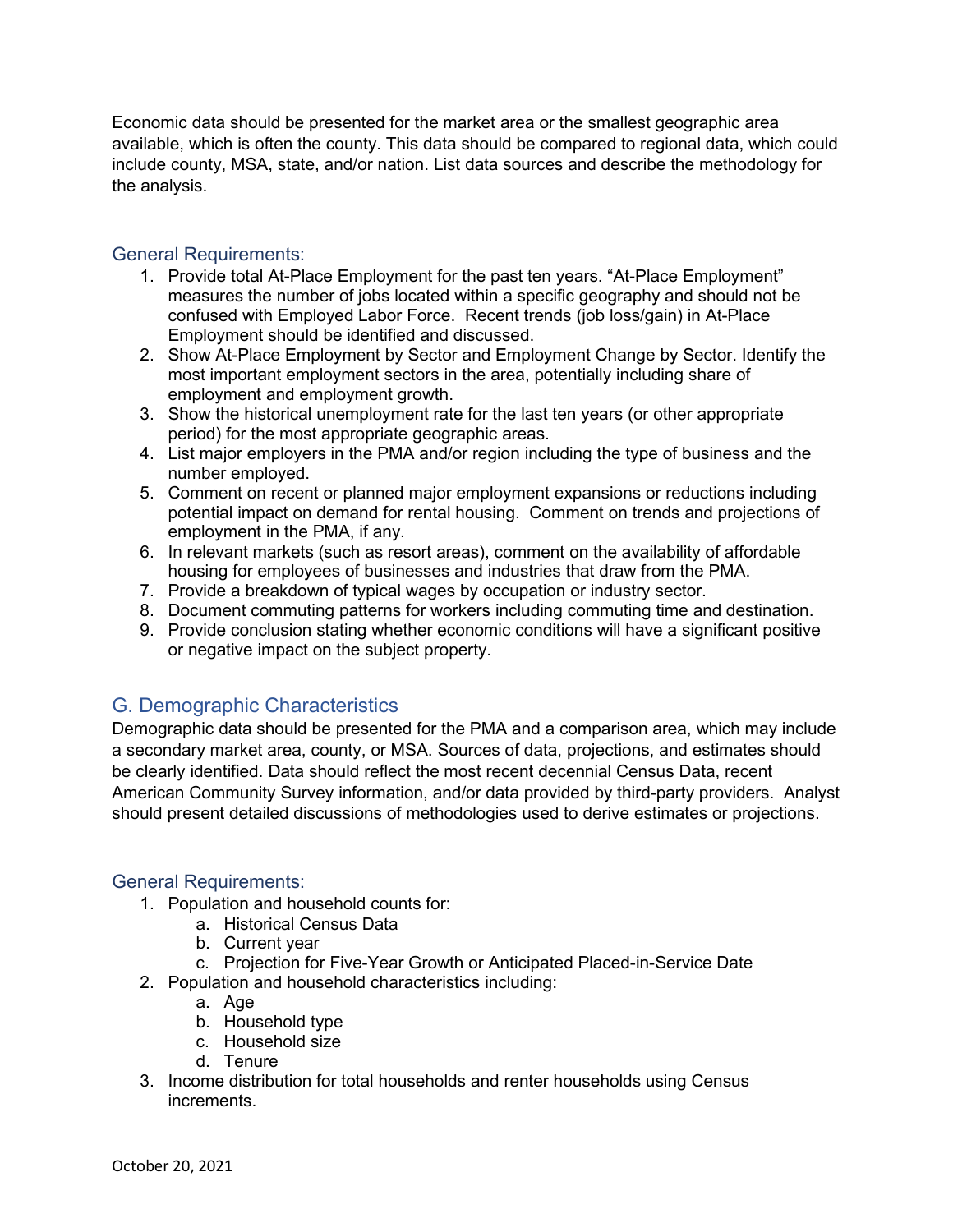Economic data should be presented for the market area or the smallest geographic area available, which is often the county. This data should be compared to regional data, which could include county, MSA, state, and/or nation. List data sources and describe the methodology for the analysis.

### General Requirements:

1. Provide total At-Place Employment for the past ten years. "At-Place Employment" measures the number of jobs located within a specific geography and should not be confused with Employed Labor Force. Recent trends (job loss/gain) in At-Place Employment should be identified and discussed.
2. Show At-Place Employment by Sector and Employment Change by Sector. Identify the most important employment sectors in the area, potentially including share of employment and employment growth.
3. Show the historical unemployment rate for the last ten years (or other appropriate period) for the most appropriate geographic areas.
4. List major employers in the PMA and/or region including the type of business and the number employed.
5. Comment on recent or planned major employment expansions or reductions including potential impact on demand for rental housing. Comment on trends and projections of employment in the PMA, if any.
6. In relevant markets (such as resort areas), comment on the availability of affordable housing for employees of businesses and industries that draw from the PMA.
7. Provide a breakdown of typical wages by occupation or industry sector.
8. Document commuting patterns for workers including commuting time and destination.
9. Provide conclusion stating whether economic conditions will have a significant positive or negative impact on the subject property.

## G. Demographic Characteristics

Demographic data should be presented for the PMA and a comparison area, which may include a secondary market area, county, or MSA. Sources of data, projections, and estimates should be clearly identified. Data should reflect the most recent decennial Census Data, recent American Community Survey information, and/or data provided by third-party providers. Analyst should present detailed discussions of methodologies used to derive estimates or projections.

### General Requirements:

1. Population and household counts for:
   a. Historical Census Data
   b. Current year
   c. Projection for Five-Year Growth or Anticipated Placed-in-Service Date
2. Population and household characteristics including:
   a. Age
   b. Household type
   c. Household size
   d. Tenure
3. Income distribution for total households and renter households using Census increments.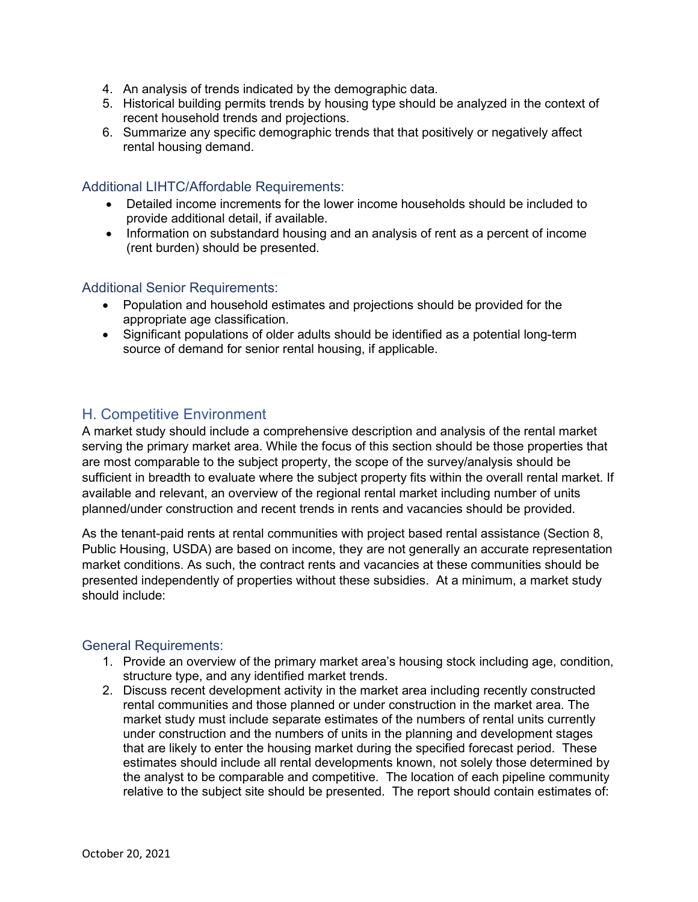4. An analysis of trends indicated by the demographic data.
5. Historical building permits trends by housing type should be analyzed in the context of recent household trends and projections.
6. Summarize any specific demographic trends that that positively or negatively affect rental housing demand.

### Additional LIHTC/Affordable Requirements:

- Detailed income increments for the lower income households should be included to provide additional detail, if available.
- Information on substandard housing and an analysis of rent as a percent of income (rent burden) should be presented.

### Additional Senior Requirements:

- Population and household estimates and projections should be provided for the appropriate age classification.
- Significant populations of older adults should be identified as a potential long-term source of demand for senior rental housing, if applicable.

## H. Competitive Environment

A market study should include a comprehensive description and analysis of the rental market serving the primary market area. While the focus of this section should be those properties that are most comparable to the subject property, the scope of the survey/analysis should be sufficient in breadth to evaluate where the subject property fits within the overall rental market. If available and relevant, an overview of the regional rental market including number of units planned/under construction and recent trends in rents and vacancies should be provided.

As the tenant-paid rents at rental communities with project based rental assistance (Section 8, Public Housing, USDA) are based on income, they are not generally an accurate representation market conditions. As such, the contract rents and vacancies at these communities should be presented independently of properties without these subsidies. At a minimum, a market study should include:

### General Requirements:

1. Provide an overview of the primary market area's housing stock including age, condition, structure type, and any identified market trends.
2. Discuss recent development activity in the market area including recently constructed rental communities and those planned or under construction in the market area. The market study must include separate estimates of the numbers of rental units currently under construction and the numbers of units in the planning and development stages that are likely to enter the housing market during the specified forecast period. These estimates should include all rental developments known, not solely those determined by the analyst to be comparable and competitive. The location of each pipeline community relative to the subject site should be presented. The report should contain estimates of: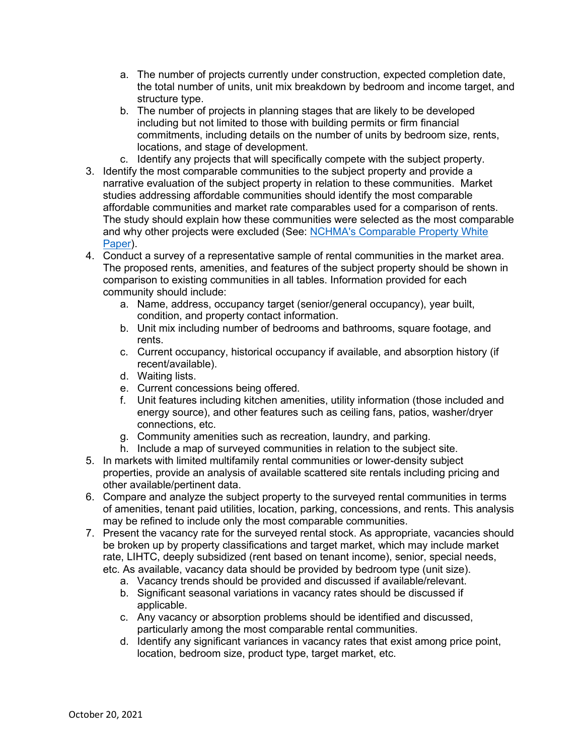a. The number of projects currently under construction, expected completion date, the total number of units, unit mix breakdown by bedroom and income target, and structure type.
   b. The number of projects in planning stages that are likely to be developed including but not limited to those with building permits or firm financial commitments, including details on the number of units by bedroom size, rents, locations, and stage of development.
   c. Identify any projects that will specifically compete with the subject property.
3. Identify the most comparable communities to the subject property and provide a narrative evaluation of the subject property in relation to these communities. Market studies addressing affordable communities should identify the most comparable affordable communities and market rate comparables used for a comparison of rents. The study should explain how these communities were selected as the most comparable and why other projects were excluded (See: [NCHMA's Comparable Property White Paper]()).
4. Conduct a survey of a representative sample of rental communities in the market area. The proposed rents, amenities, and features of the subject property should be shown in comparison to existing communities in all tables. Information provided for each community should include:
   a. Name, address, occupancy target (senior/general occupancy), year built, condition, and property contact information.
   b. Unit mix including number of bedrooms and bathrooms, square footage, and rents.
   c. Current occupancy, historical occupancy if available, and absorption history (if recent/available).
   d. Waiting lists.
   e. Current concessions being offered.
   f. Unit features including kitchen amenities, utility information (those included and energy source), and other features such as ceiling fans, patios, washer/dryer connections, etc.
   g. Community amenities such as recreation, laundry, and parking.
   h. Include a map of surveyed communities in relation to the subject site.
5. In markets with limited multifamily rental communities or lower-density subject properties, provide an analysis of available scattered site rentals including pricing and other available/pertinent data.
6. Compare and analyze the subject property to the surveyed rental communities in terms of amenities, tenant paid utilities, location, parking, concessions, and rents. This analysis may be refined to include only the most comparable communities.
7. Present the vacancy rate for the surveyed rental stock. As appropriate, vacancies should be broken up by property classifications and target market, which may include market rate, LIHTC, deeply subsidized (rent based on tenant income), senior, special needs, etc. As available, vacancy data should be provided by bedroom type (unit size).
   a. Vacancy trends should be provided and discussed if available/relevant.
   b. Significant seasonal variations in vacancy rates should be discussed if applicable.
   c. Any vacancy or absorption problems should be identified and discussed, particularly among the most comparable rental communities.
   d. Identify any significant variances in vacancy rates that exist among price point, location, bedroom size, product type, target market, etc.

October 20, 2021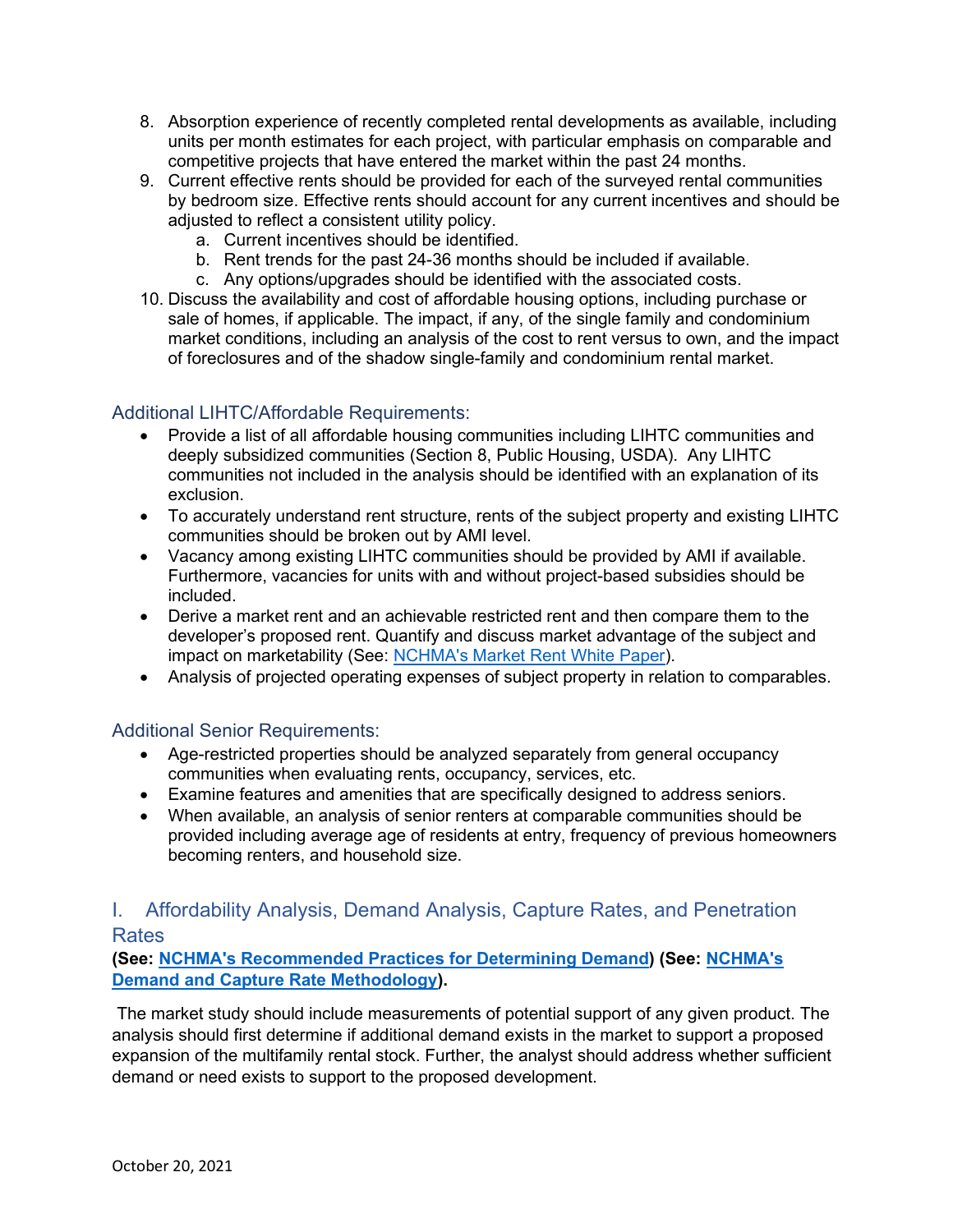8. Absorption experience of recently completed rental developments as available, including units per month estimates for each project, with particular emphasis on comparable and competitive projects that have entered the market within the past 24 months.
9. Current effective rents should be provided for each of the surveyed rental communities by bedroom size. Effective rents should account for any current incentives and should be adjusted to reflect a consistent utility policy.
    a. Current incentives should be identified.
    b. Rent trends for the past 24-36 months should be included if available.
    c. Any options/upgrades should be identified with the associated costs.
10. Discuss the availability and cost of affordable housing options, including purchase or sale of homes, if applicable. The impact, if any, of the single family and condominium market conditions, including an analysis of the cost to rent versus to own, and the impact of foreclosures and of the shadow single-family and condominium rental market.

### Additional LIHTC/Affordable Requirements:

- Provide a list of all affordable housing communities including LIHTC communities and deeply subsidized communities (Section 8, Public Housing, USDA). Any LIHTC communities not included in the analysis should be identified with an explanation of its exclusion.
- To accurately understand rent structure, rents of the subject property and existing LIHTC communities should be broken out by AMI level.
- Vacancy among existing LIHTC communities should be provided by AMI if available. Furthermore, vacancies for units with and without project-based subsidies should be included.
- Derive a market rent and an achievable restricted rent and then compare them to the developer's proposed rent. Quantify and discuss market advantage of the subject and impact on marketability (See: [NCHMA's Market Rent White Paper](#)).
- Analysis of projected operating expenses of subject property in relation to comparables.

### Additional Senior Requirements:

- Age-restricted properties should be analyzed separately from general occupancy communities when evaluating rents, occupancy, services, etc.
- Examine features and amenities that are specifically designed to address seniors.
- When available, an analysis of senior renters at comparable communities should be provided including average age of residents at entry, frequency of previous homeowners becoming renters, and household size.

## I. Affordability Analysis, Demand Analysis, Capture Rates, and Penetration Rates

**(See: [NCHMA's Recommended Practices for Determining Demand](#)) (See: [NCHMA's Demand and Capture Rate Methodology](#)).**

The market study should include measurements of potential support of any given product. The analysis should first determine if additional demand exists in the market to support a proposed expansion of the multifamily rental stock. Further, the analyst should address whether sufficient demand or need exists to support to the proposed development.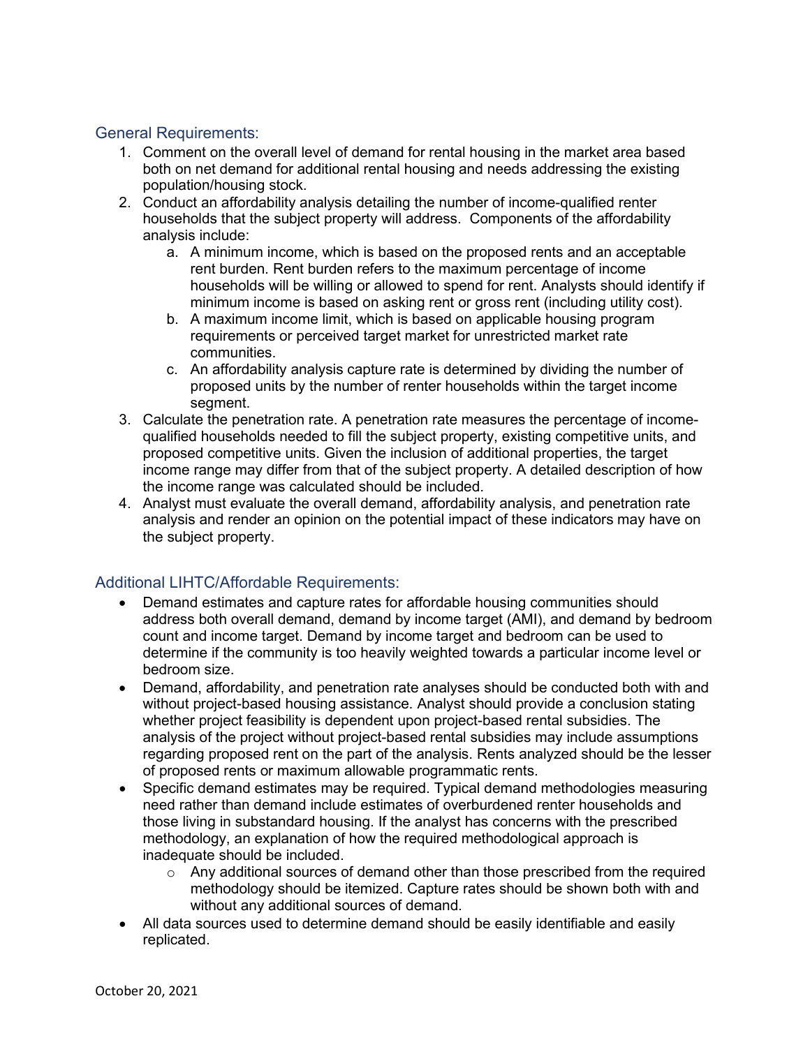### General Requirements:

1. Comment on the overall level of demand for rental housing in the market area based both on net demand for additional rental housing and needs addressing the existing population/housing stock.
2. Conduct an affordability analysis detailing the number of income-qualified renter households that the subject property will address. Components of the affordability analysis include:
   a. A minimum income, which is based on the proposed rents and an acceptable rent burden. Rent burden refers to the maximum percentage of income households will be willing or allowed to spend for rent. Analysts should identify if minimum income is based on asking rent or gross rent (including utility cost).
   b. A maximum income limit, which is based on applicable housing program requirements or perceived target market for unrestricted market rate communities.
   c. An affordability analysis capture rate is determined by dividing the number of proposed units by the number of renter households within the target income segment.
3. Calculate the penetration rate. A penetration rate measures the percentage of income-qualified households needed to fill the subject property, existing competitive units, and proposed competitive units. Given the inclusion of additional properties, the target income range may differ from that of the subject property. A detailed description of how the income range was calculated should be included.
4. Analyst must evaluate the overall demand, affordability analysis, and penetration rate analysis and render an opinion on the potential impact of these indicators may have on the subject property.

### Additional LIHTC/Affordable Requirements:

- Demand estimates and capture rates for affordable housing communities should address both overall demand, demand by income target (AMI), and demand by bedroom count and income target. Demand by income target and bedroom can be used to determine if the community is too heavily weighted towards a particular income level or bedroom size.
- Demand, affordability, and penetration rate analyses should be conducted both with and without project-based housing assistance. Analyst should provide a conclusion stating whether project feasibility is dependent upon project-based rental subsidies. The analysis of the project without project-based rental subsidies may include assumptions regarding proposed rent on the part of the analysis. Rents analyzed should be the lesser of proposed rents or maximum allowable programmatic rents.
- Specific demand estimates may be required. Typical demand methodologies measuring need rather than demand include estimates of overburdened renter households and those living in substandard housing. If the analyst has concerns with the prescribed methodology, an explanation of how the required methodological approach is inadequate should be included.
  - Any additional sources of demand other than those prescribed from the required methodology should be itemized. Capture rates should be shown both with and without any additional sources of demand.
- All data sources used to determine demand should be easily identifiable and easily replicated.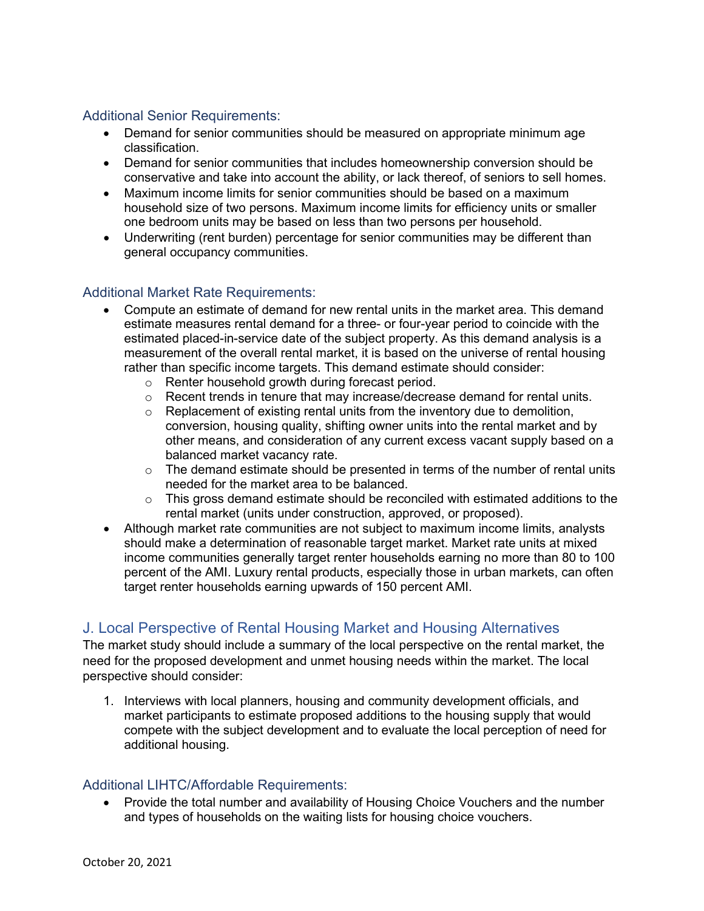### Additional Senior Requirements:

- Demand for senior communities should be measured on appropriate minimum age classification.
- Demand for senior communities that includes homeownership conversion should be conservative and take into account the ability, or lack thereof, of seniors to sell homes.
- Maximum income limits for senior communities should be based on a maximum household size of two persons. Maximum income limits for efficiency units or smaller one bedroom units may be based on less than two persons per household.
- Underwriting (rent burden) percentage for senior communities may be different than general occupancy communities.

### Additional Market Rate Requirements:

- Compute an estimate of demand for new rental units in the market area. This demand estimate measures rental demand for a three- or four-year period to coincide with the estimated placed-in-service date of the subject property. As this demand analysis is a measurement of the overall rental market, it is based on the universe of rental housing rather than specific income targets. This demand estimate should consider:
    - Renter household growth during forecast period.
    - Recent trends in tenure that may increase/decrease demand for rental units.
    - Replacement of existing rental units from the inventory due to demolition, conversion, housing quality, shifting owner units into the rental market and by other means, and consideration of any current excess vacant supply based on a balanced market vacancy rate.
    - The demand estimate should be presented in terms of the number of rental units needed for the market area to be balanced.
    - This gross demand estimate should be reconciled with estimated additions to the rental market (units under construction, approved, or proposed).
- Although market rate communities are not subject to maximum income limits, analysts should make a determination of reasonable target market. Market rate units at mixed income communities generally target renter households earning no more than 80 to 100 percent of the AMI. Luxury rental products, especially those in urban markets, can often target renter households earning upwards of 150 percent AMI.

## J. Local Perspective of Rental Housing Market and Housing Alternatives

The market study should include a summary of the local perspective on the rental market, the need for the proposed development and unmet housing needs within the market. The local perspective should consider:

1. Interviews with local planners, housing and community development officials, and market participants to estimate proposed additions to the housing supply that would compete with the subject development and to evaluate the local perception of need for additional housing.

### Additional LIHTC/Affordable Requirements:

- Provide the total number and availability of Housing Choice Vouchers and the number and types of households on the waiting lists for housing choice vouchers.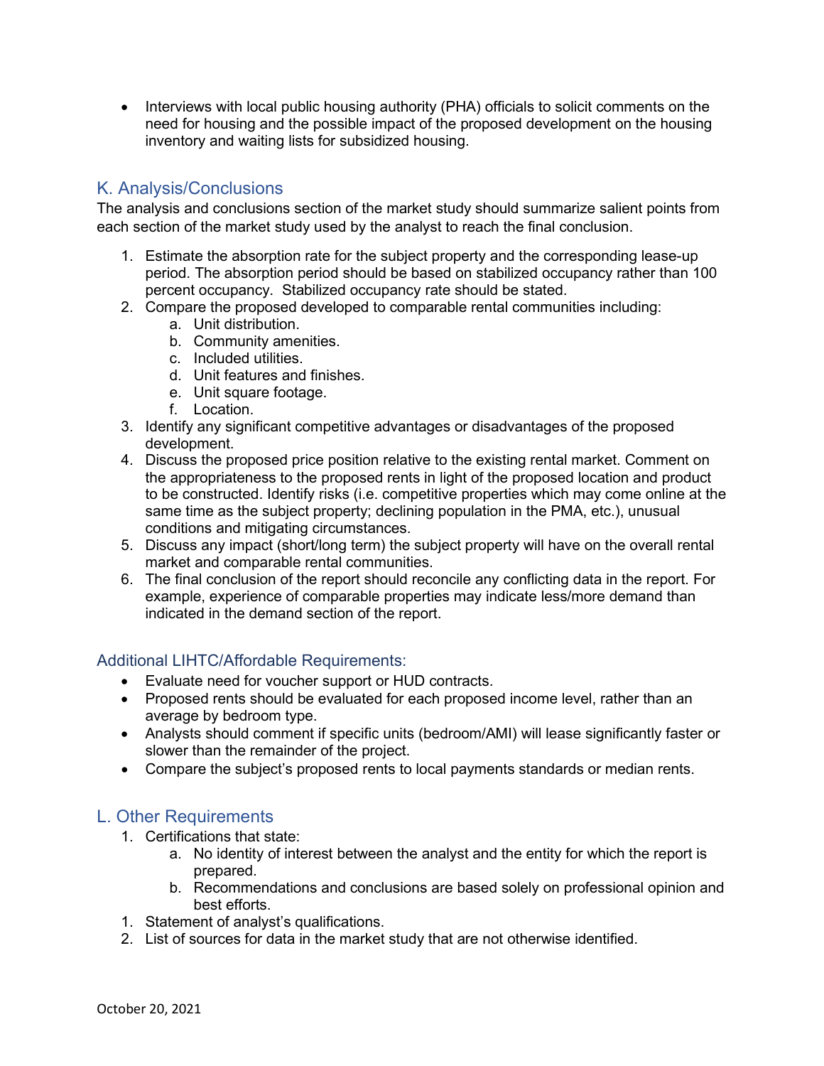- Interviews with local public housing authority (PHA) officials to solicit comments on the need for housing and the possible impact of the proposed development on the housing inventory and waiting lists for subsidized housing.

## K. Analysis/Conclusions

The analysis and conclusions section of the market study should summarize salient points from each section of the market study used by the analyst to reach the final conclusion.

1. Estimate the absorption rate for the subject property and the corresponding lease-up period. The absorption period should be based on stabilized occupancy rather than 100 percent occupancy. Stabilized occupancy rate should be stated.
2. Compare the proposed developed to comparable rental communities including:
   a. Unit distribution.
   b. Community amenities.
   c. Included utilities.
   d. Unit features and finishes.
   e. Unit square footage.
   f. Location.
3. Identify any significant competitive advantages or disadvantages of the proposed development.
4. Discuss the proposed price position relative to the existing rental market. Comment on the appropriateness to the proposed rents in light of the proposed location and product to be constructed. Identify risks (i.e. competitive properties which may come online at the same time as the subject property; declining population in the PMA, etc.), unusual conditions and mitigating circumstances.
5. Discuss any impact (short/long term) the subject property will have on the overall rental market and comparable rental communities.
6. The final conclusion of the report should reconcile any conflicting data in the report. For example, experience of comparable properties may indicate less/more demand than indicated in the demand section of the report.

### Additional LIHTC/Affordable Requirements:

- Evaluate need for voucher support or HUD contracts.
- Proposed rents should be evaluated for each proposed income level, rather than an average by bedroom type.
- Analysts should comment if specific units (bedroom/AMI) will lease significantly faster or slower than the remainder of the project.
- Compare the subject's proposed rents to local payments standards or median rents.

## L. Other Requirements

1. Certifications that state:
   a. No identity of interest between the analyst and the entity for which the report is prepared.
   b. Recommendations and conclusions are based solely on professional opinion and best efforts.
1. Statement of analyst's qualifications.
2. List of sources for data in the market study that are not otherwise identified.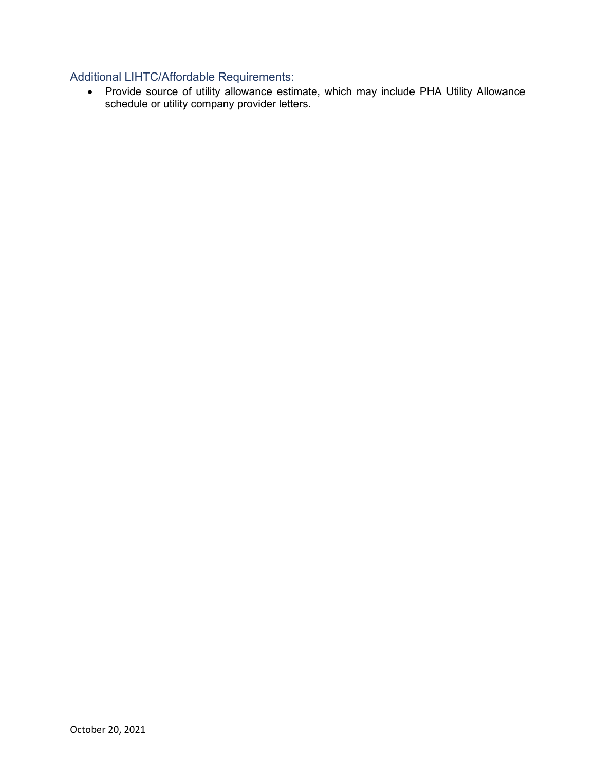### Additional LIHTC/Affordable Requirements:

- Provide source of utility allowance estimate, which may include PHA Utility Allowance schedule or utility company provider letters.